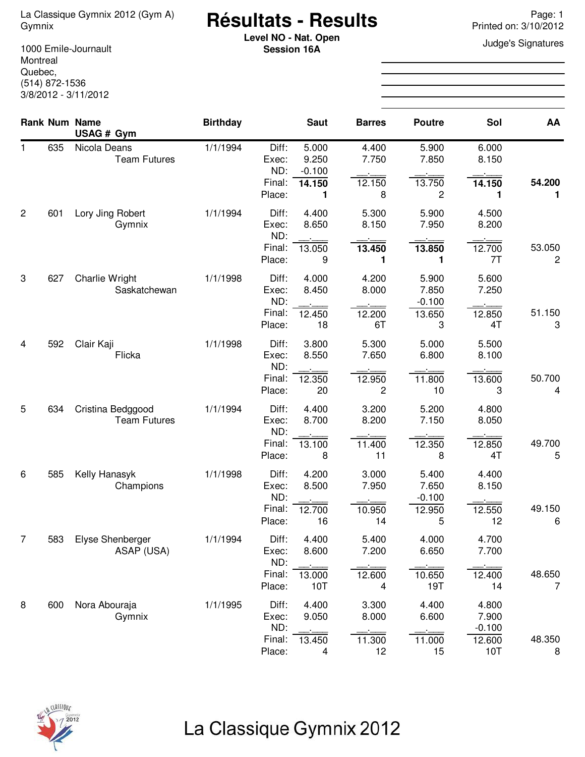La Classique Gymnix 2012 (Gym A)
Gymnix

1000 Emile-Journault
Montreal
Quebec,
(514) 872-1536
3/8/2012 - 3/11/2012

# Résultats - Results

**Level NO - Nat. Open**
**Session 16A**

Printed on: 3/10/2012

Judge's Signatures

| Rank | Num | Name / USAG # Gym | Birthday | | Saut | Barres | Poutre | Sol | AA |
|---|---|---|---|---|---|---|---|---|---|
| 1 | 635 | Nicola Deans | 1/1/1994 | Diff: | 5.000 | 4.400 | 5.900 | 6.000 | |
| | | Team Futures | | Exec: | 9.250 | 7.750 | 7.850 | 8.150 | |
| | | | | ND: | -0.100 | __.___ | __.___ | __.___ | |
| | | | | Final: | **14.150** | 12.150 | 13.750 | **14.150** | **54.200** |
| | | | | Place: | **1** | 8 | 2 | **1** | **1** |
| 2 | 601 | Lory Jing Robert | 1/1/1994 | Diff: | 4.400 | 5.300 | 5.900 | 4.500 | |
| | | Gymnix | | Exec: | 8.650 | 8.150 | 7.950 | 8.200 | |
| | | | | ND: | __.___ | __.___ | __.___ | __.___ | |
| | | | | Final: | 13.050 | **13.450** | **13.850** | 12.700 | 53.050 |
| | | | | Place: | 9 | **1** | **1** | 7T | 2 |
| 3 | 627 | Charlie Wright | 1/1/1998 | Diff: | 4.000 | 4.200 | 5.900 | 5.600 | |
| | | Saskatchewan | | Exec: | 8.450 | 8.000 | 7.850 | 7.250 | |
| | | | | ND: | __.___ | __.___ | -0.100 | __.___ | |
| | | | | Final: | 12.450 | 12.200 | 13.650 | 12.850 | 51.150 |
| | | | | Place: | 18 | 6T | 3 | 4T | 3 |
| 4 | 592 | Clair Kaji | 1/1/1998 | Diff: | 3.800 | 5.300 | 5.000 | 5.500 | |
| | | Flicka | | Exec: | 8.550 | 7.650 | 6.800 | 8.100 | |
| | | | | ND: | __.___ | __.___ | __.___ | __.___ | |
| | | | | Final: | 12.350 | 12.950 | 11.800 | 13.600 | 50.700 |
| | | | | Place: | 20 | 2 | 10 | 3 | 4 |
| 5 | 634 | Cristina Bedggood | 1/1/1994 | Diff: | 4.400 | 3.200 | 5.200 | 4.800 | |
| | | Team Futures | | Exec: | 8.700 | 8.200 | 7.150 | 8.050 | |
| | | | | ND: | __.___ | __.___ | __.___ | __.___ | |
| | | | | Final: | 13.100 | 11.400 | 12.350 | 12.850 | 49.700 |
| | | | | Place: | 8 | 11 | 8 | 4T | 5 |
| 6 | 585 | Kelly Hanasyk | 1/1/1998 | Diff: | 4.200 | 3.000 | 5.400 | 4.400 | |
| | | Champions | | Exec: | 8.500 | 7.950 | 7.650 | 8.150 | |
| | | | | ND: | __.___ | __.___ | -0.100 | __.___ | |
| | | | | Final: | 12.700 | 10.950 | 12.950 | 12.550 | 49.150 |
| | | | | Place: | 16 | 14 | 5 | 12 | 6 |
| 7 | 583 | Elyse Shenberger | 1/1/1994 | Diff: | 4.400 | 5.400 | 4.000 | 4.700 | |
| | | ASAP (USA) | | Exec: | 8.600 | 7.200 | 6.650 | 7.700 | |
| | | | | ND: | __.___ | __.___ | __.___ | __.___ | |
| | | | | Final: | 13.000 | 12.600 | 10.650 | 12.400 | 48.650 |
| | | | | Place: | 10T | 4 | 19T | 14 | 7 |
| 8 | 600 | Nora Abouraja | 1/1/1995 | Diff: | 4.400 | 3.300 | 4.400 | 4.800 | |
| | | Gymnix | | Exec: | 9.050 | 8.000 | 6.600 | 7.900 | |
| | | | | ND: | __.___ | __.___ | __.___ | -0.100 | |
| | | | | Final: | 13.450 | 11.300 | 11.000 | 12.600 | 48.350 |
| | | | | Place: | 4 | 12 | 15 | 10T | 8 |

La Classique Gymnix 2012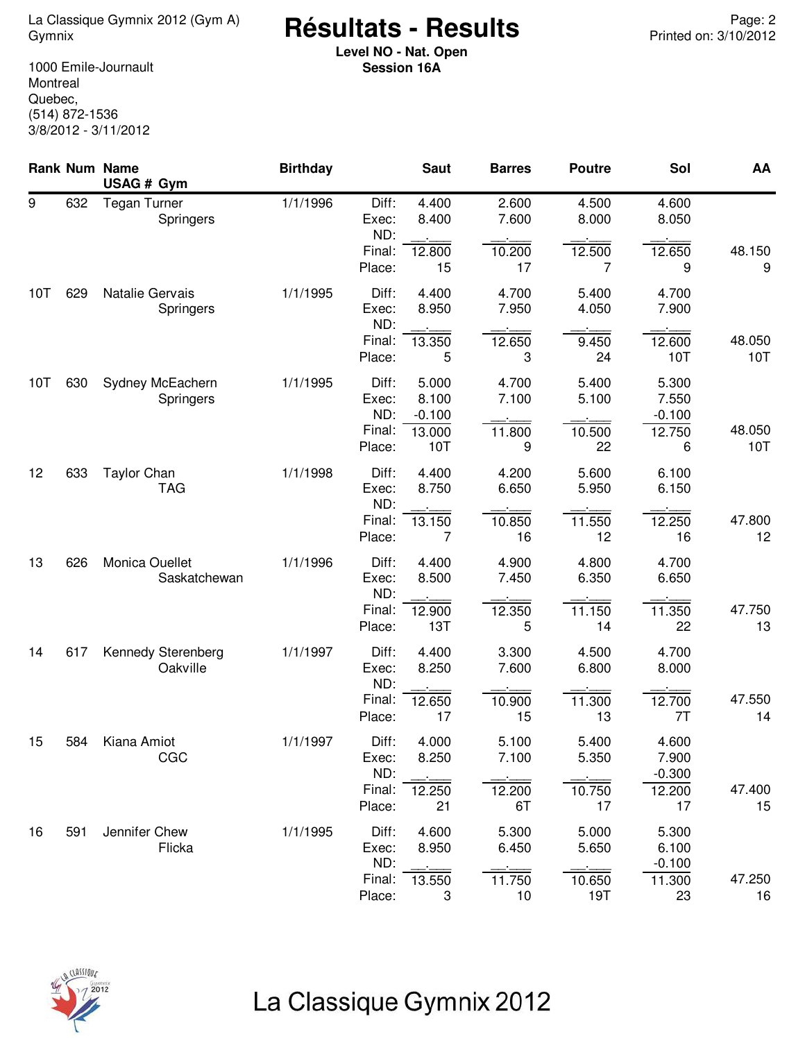# Résultats - Results

La Classique Gymnix 2012 (Gym A)
Gymnix

1000 Emile-Journault
Montreal
Quebec,
(514) 872-1536
3/8/2012 - 3/11/2012

**Level NO - Nat. Open**
**Session 16A**

| Rank | Num | Name / USAG # Gym | Birthday | | Saut | Barres | Poutre | Sol | AA |
|---|---|---|---|---|---|---|---|---|---|
| 9 | 632 | Tegan Turner / Springers | 1/1/1996 | Diff: | 4.400 | 2.600 | 4.500 | 4.600 | |
| | | | | Exec: | 8.400 | 7.600 | 8.000 | 8.050 | |
| | | | | ND: | __.___ | __.___ | __.___ | __.___ | |
| | | | | Final: | 12.800 | 10.200 | 12.500 | 12.650 | 48.150 |
| | | | | Place: | 15 | 17 | 7 | 9 | 9 |
| 10T | 629 | Natalie Gervais / Springers | 1/1/1995 | Diff: | 4.400 | 4.700 | 5.400 | 4.700 | |
| | | | | Exec: | 8.950 | 7.950 | 4.050 | 7.900 | |
| | | | | ND: | __.___ | __.___ | __.___ | __.___ | |
| | | | | Final: | 13.350 | 12.650 | 9.450 | 12.600 | 48.050 |
| | | | | Place: | 5 | 3 | 24 | 10T | 10T |
| 10T | 630 | Sydney McEachern / Springers | 1/1/1995 | Diff: | 5.000 | 4.700 | 5.400 | 5.300 | |
| | | | | Exec: | 8.100 | 7.100 | 5.100 | 7.550 | |
| | | | | ND: | -0.100 | __.___ | __.___ | -0.100 | |
| | | | | Final: | 13.000 | 11.800 | 10.500 | 12.750 | 48.050 |
| | | | | Place: | 10T | 9 | 22 | 6 | 10T |
| 12 | 633 | Taylor Chan / TAG | 1/1/1998 | Diff: | 4.400 | 4.200 | 5.600 | 6.100 | |
| | | | | Exec: | 8.750 | 6.650 | 5.950 | 6.150 | |
| | | | | ND: | __.___ | __.___ | __.___ | __.___ | |
| | | | | Final: | 13.150 | 10.850 | 11.550 | 12.250 | 47.800 |
| | | | | Place: | 7 | 16 | 12 | 16 | 12 |
| 13 | 626 | Monica Ouellet / Saskatchewan | 1/1/1996 | Diff: | 4.400 | 4.900 | 4.800 | 4.700 | |
| | | | | Exec: | 8.500 | 7.450 | 6.350 | 6.650 | |
| | | | | ND: | __.___ | __.___ | __.___ | __.___ | |
| | | | | Final: | 12.900 | 12.350 | 11.150 | 11.350 | 47.750 |
| | | | | Place: | 13T | 5 | 14 | 22 | 13 |
| 14 | 617 | Kennedy Sterenberg / Oakville | 1/1/1997 | Diff: | 4.400 | 3.300 | 4.500 | 4.700 | |
| | | | | Exec: | 8.250 | 7.600 | 6.800 | 8.000 | |
| | | | | ND: | __.___ | __.___ | __.___ | __.___ | |
| | | | | Final: | 12.650 | 10.900 | 11.300 | 12.700 | 47.550 |
| | | | | Place: | 17 | 15 | 13 | 7T | 14 |
| 15 | 584 | Kiana Amiot / CGC | 1/1/1997 | Diff: | 4.000 | 5.100 | 5.400 | 4.600 | |
| | | | | Exec: | 8.250 | 7.100 | 5.350 | 7.900 | |
| | | | | ND: | __.___ | __.___ | __.___ | -0.300 | |
| | | | | Final: | 12.250 | 12.200 | 10.750 | 12.200 | 47.400 |
| | | | | Place: | 21 | 6T | 17 | 17 | 15 |
| 16 | 591 | Jennifer Chew / Flicka | 1/1/1995 | Diff: | 4.600 | 5.300 | 5.000 | 5.300 | |
| | | | | Exec: | 8.950 | 6.450 | 5.650 | 6.100 | |
| | | | | ND: | __.___ | __.___ | __.___ | -0.100 | |
| | | | | Final: | 13.550 | 11.750 | 10.650 | 11.300 | 47.250 |
| | | | | Place: | 3 | 10 | 19T | 23 | 16 |

La Classique Gymnix 2012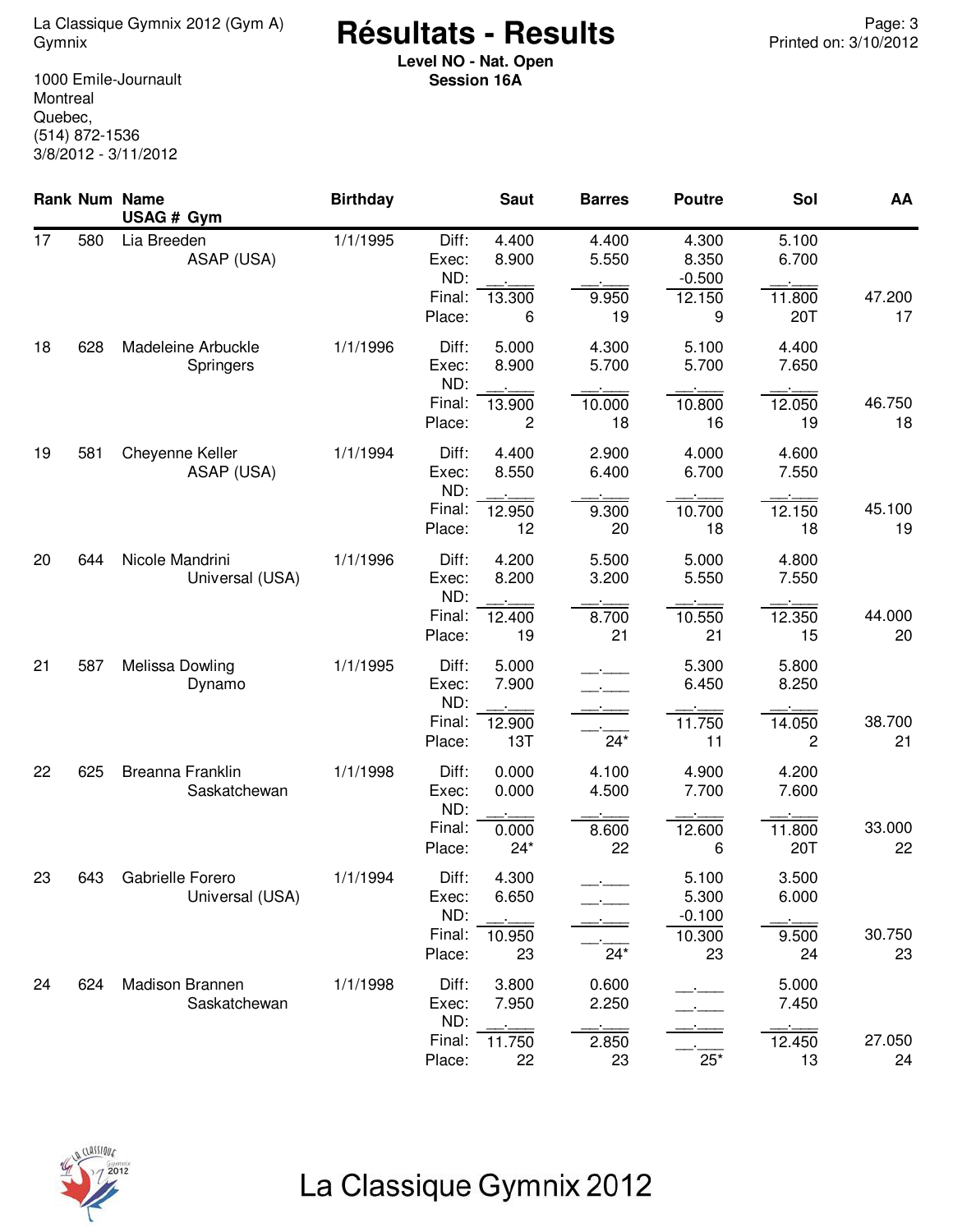La Classique Gymnix 2012 (Gym A)
Gymnix

1000 Emile-Journault
Montreal
Quebec,
(514) 872-1536
3/8/2012 - 3/11/2012

# Résultats - Results

**Level NO - Nat. Open**
**Session 16A**

Printed on: 3/10/2012

| Rank | Num | Name / USAG # Gym | Birthday | | Saut | Barres | Poutre | Sol | AA |
|---|---|---|---|---|---|---|---|---|---|
| 17 | 580 | Lia Breeden | 1/1/1995 | Diff: | 4.400 | 4.400 | 4.300 | 5.100 | |
| | | ASAP (USA) | | Exec: | 8.900 | 5.550 | 8.350 | 6.700 | |
| | | | | ND: | __.___ | __.___ | -0.500 | __.___ | |
| | | | | Final: | 13.300 | 9.950 | 12.150 | 11.800 | 47.200 |
| | | | | Place: | 6 | 19 | 9 | 20T | 17 |
| 18 | 628 | Madeleine Arbuckle | 1/1/1996 | Diff: | 5.000 | 4.300 | 5.100 | 4.400 | |
| | | Springers | | Exec: | 8.900 | 5.700 | 5.700 | 7.650 | |
| | | | | ND: | __.___ | __.___ | __.___ | __.___ | |
| | | | | Final: | 13.900 | 10.000 | 10.800 | 12.050 | 46.750 |
| | | | | Place: | 2 | 18 | 16 | 19 | 18 |
| 19 | 581 | Cheyenne Keller | 1/1/1994 | Diff: | 4.400 | 2.900 | 4.000 | 4.600 | |
| | | ASAP (USA) | | Exec: | 8.550 | 6.400 | 6.700 | 7.550 | |
| | | | | ND: | __.___ | __.___ | __.___ | __.___ | |
| | | | | Final: | 12.950 | 9.300 | 10.700 | 12.150 | 45.100 |
| | | | | Place: | 12 | 20 | 18 | 18 | 19 |
| 20 | 644 | Nicole Mandrini | 1/1/1996 | Diff: | 4.200 | 5.500 | 5.000 | 4.800 | |
| | | Universal (USA) | | Exec: | 8.200 | 3.200 | 5.550 | 7.550 | |
| | | | | ND: | __.___ | __.___ | __.___ | __.___ | |
| | | | | Final: | 12.400 | 8.700 | 10.550 | 12.350 | 44.000 |
| | | | | Place: | 19 | 21 | 21 | 15 | 20 |
| 21 | 587 | Melissa Dowling | 1/1/1995 | Diff: | 5.000 | __.___ | 5.300 | 5.800 | |
| | | Dynamo | | Exec: | 7.900 | __.___ | 6.450 | 8.250 | |
| | | | | ND: | __.___ | __.___ | __.___ | __.___ | |
| | | | | Final: | 12.900 | __.___ | 11.750 | 14.050 | 38.700 |
| | | | | Place: | 13T | 24* | 11 | 2 | 21 |
| 22 | 625 | Breanna Franklin | 1/1/1998 | Diff: | 0.000 | 4.100 | 4.900 | 4.200 | |
| | | Saskatchewan | | Exec: | 0.000 | 4.500 | 7.700 | 7.600 | |
| | | | | ND: | __.___ | __.___ | __.___ | __.___ | |
| | | | | Final: | 0.000 | 8.600 | 12.600 | 11.800 | 33.000 |
| | | | | Place: | 24* | 22 | 6 | 20T | 22 |
| 23 | 643 | Gabrielle Forero | 1/1/1994 | Diff: | 4.300 | __.___ | 5.100 | 3.500 | |
| | | Universal (USA) | | Exec: | 6.650 | __.___ | 5.300 | 6.000 | |
| | | | | ND: | __.___ | __.___ | -0.100 | __.___ | |
| | | | | Final: | 10.950 | __.___ | 10.300 | 9.500 | 30.750 |
| | | | | Place: | 23 | 24* | 23 | 24 | 23 |
| 24 | 624 | Madison Brannen | 1/1/1998 | Diff: | 3.800 | 0.600 | __.___ | 5.000 | |
| | | Saskatchewan | | Exec: | 7.950 | 2.250 | __.___ | 7.450 | |
| | | | | ND: | __.___ | __.___ | __.___ | __.___ | |
| | | | | Final: | 11.750 | 2.850 | __.___ | 12.450 | 27.050 |
| | | | | Place: | 22 | 23 | 25* | 13 | 24 |

La Classique Gymnix 2012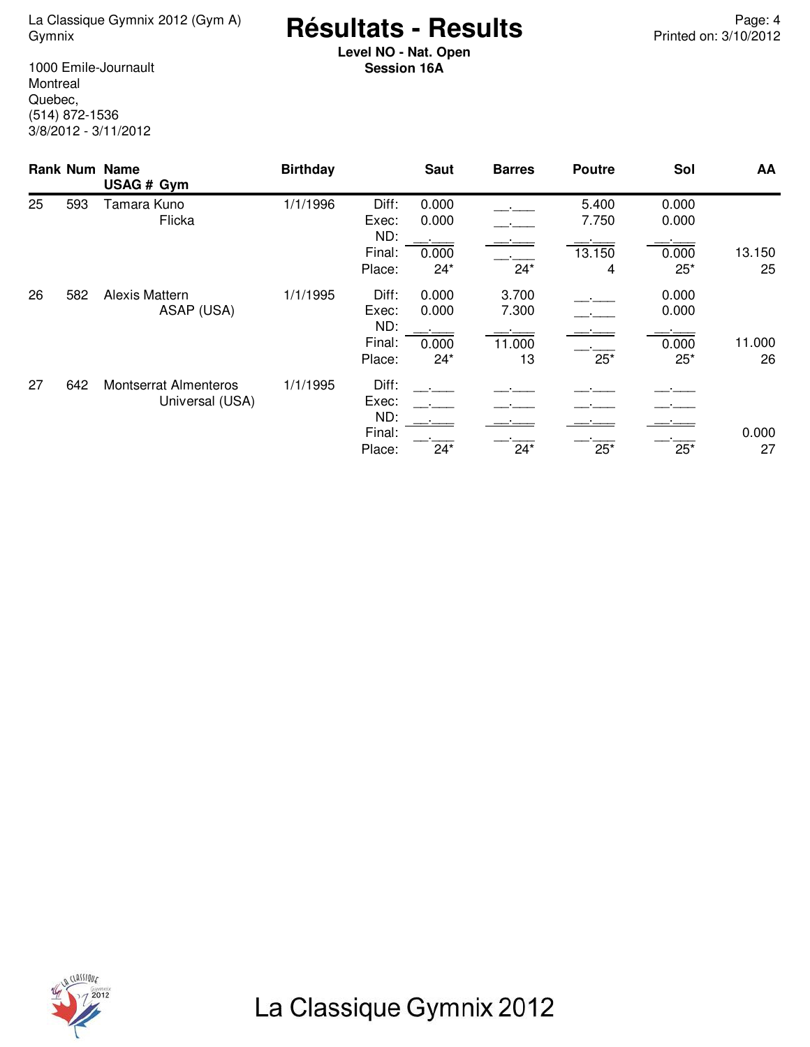La Classique Gymnix 2012 (Gym A)
Gymnix

# Résultats - Results

**Level NO - Nat. Open**
**Session 16A**

1000 Emile-Journault
Montreal
Quebec,
(514) 872-1536
3/8/2012 - 3/11/2012

| Rank | Num | Name / USAG # Gym | Birthday | | Saut | Barres | Poutre | Sol | AA |
|---|---|---|---|---|---|---|---|---|---|
| 25 | 593 | Tamara Kuno | 1/1/1996 | Diff: | 0.000 | __.___ | 5.400 | 0.000 | |
| | | Flicka | | Exec: | 0.000 | __.___ | 7.750 | 0.000 | |
| | | | | ND: | __.___ | __.___ | __.___ | __.___ | |
| | | | | Final: | 0.000 | __.___ | 13.150 | 0.000 | 13.150 |
| | | | | Place: | 24* | 24* | 4 | 25* | 25 |
| 26 | 582 | Alexis Mattern | 1/1/1995 | Diff: | 0.000 | 3.700 | __.___ | 0.000 | |
| | | ASAP (USA) | | Exec: | 0.000 | 7.300 | __.___ | 0.000 | |
| | | | | ND: | __.___ | __.___ | __.___ | __.___ | |
| | | | | Final: | 0.000 | 11.000 | __.___ | 0.000 | 11.000 |
| | | | | Place: | 24* | 13 | 25* | 25* | 26 |
| 27 | 642 | Montserrat Almenteros | 1/1/1995 | Diff: | __.___ | __.___ | __.___ | __.___ | |
| | | Universal (USA) | | Exec: | __.___ | __.___ | __.___ | __.___ | |
| | | | | ND: | __.___ | __.___ | __.___ | __.___ | |
| | | | | Final: | __.___ | __.___ | __.___ | __.___ | 0.000 |
| | | | | Place: | 24* | 24* | 25* | 25* | 27 |

La Classique Gymnix 2012